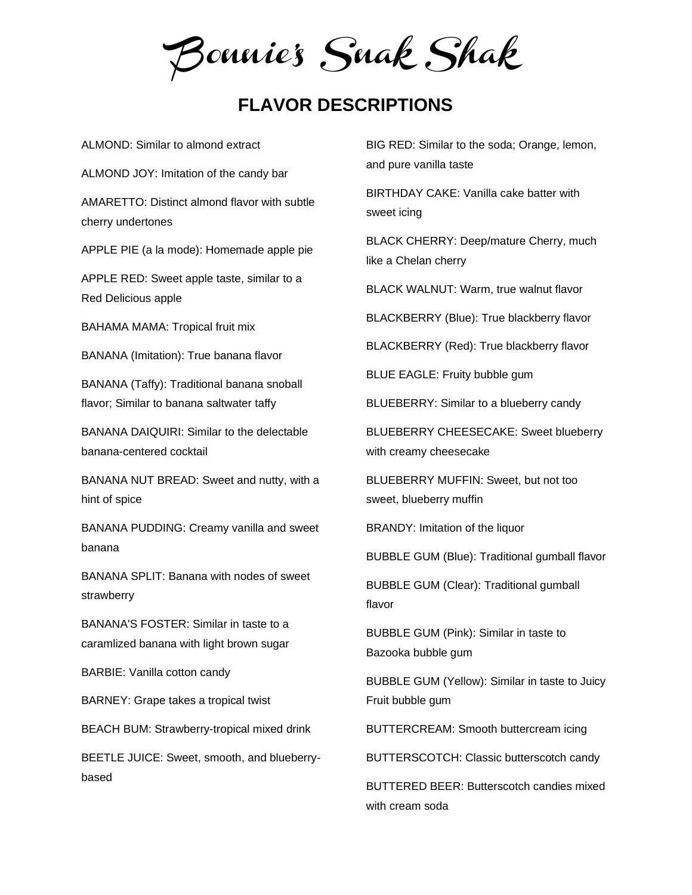# Bonnie's Snak Shak

## FLAVOR DESCRIPTIONS

ALMOND: Similar to almond extract

ALMOND JOY: Imitation of the candy bar

AMARETTO: Distinct almond flavor with subtle cherry undertones

APPLE PIE (a la mode): Homemade apple pie

APPLE RED: Sweet apple taste, similar to a Red Delicious apple

BAHAMA MAMA: Tropical fruit mix

BANANA (Imitation): True banana flavor

BANANA (Taffy): Traditional banana snoball flavor; Similar to banana saltwater taffy

BANANA DAIQUIRI: Similar to the delectable banana-centered cocktail

BANANA NUT BREAD: Sweet and nutty, with a hint of spice

BANANA PUDDING: Creamy vanilla and sweet banana

BANANA SPLIT: Banana with nodes of sweet strawberry

BANANA'S FOSTER: Similar in taste to a caramlized banana with light brown sugar

BARBIE: Vanilla cotton candy

BARNEY: Grape takes a tropical twist

BEACH BUM: Strawberry-tropical mixed drink

BEETLE JUICE: Sweet, smooth, and blueberry-based

BIG RED: Similar to the soda; Orange, lemon, and pure vanilla taste

BIRTHDAY CAKE: Vanilla cake batter with sweet icing

BLACK CHERRY: Deep/mature Cherry, much like a Chelan cherry

BLACK WALNUT: Warm, true walnut flavor

BLACKBERRY (Blue): True blackberry flavor

BLACKBERRY (Red): True blackberry flavor

BLUE EAGLE: Fruity bubble gum

BLUEBERRY: Similar to a blueberry candy

BLUEBERRY CHEESECAKE: Sweet blueberry with creamy cheesecake

BLUEBERRY MUFFIN: Sweet, but not too sweet, blueberry muffin

BRANDY: Imitation of the liquor

BUBBLE GUM (Blue): Traditional gumball flavor

BUBBLE GUM (Clear): Traditional gumball flavor

BUBBLE GUM (Pink): Similar in taste to Bazooka bubble gum

BUBBLE GUM (Yellow): Similar in taste to Juicy Fruit bubble gum

BUTTERCREAM: Smooth buttercream icing

BUTTERSCOTCH: Classic butterscotch candy

BUTTERED BEER: Butterscotch candies mixed with cream soda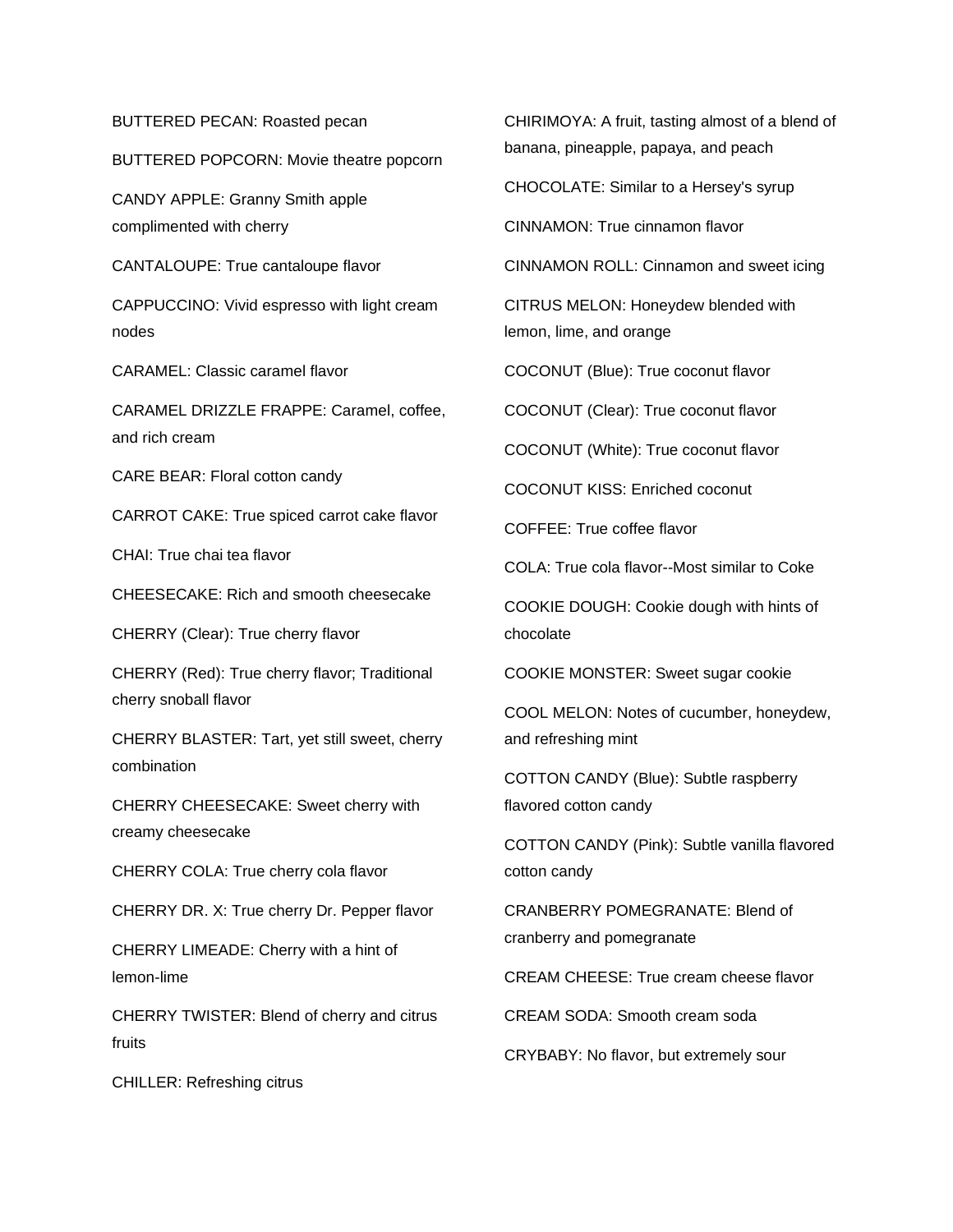BUTTERED PECAN: Roasted pecan

BUTTERED POPCORN: Movie theatre popcorn

CANDY APPLE: Granny Smith apple complimented with cherry

CANTALOUPE: True cantaloupe flavor

CAPPUCCINO: Vivid espresso with light cream nodes

CARAMEL: Classic caramel flavor

CARAMEL DRIZZLE FRAPPE: Caramel, coffee, and rich cream

CARE BEAR: Floral cotton candy

CARROT CAKE: True spiced carrot cake flavor

CHAI: True chai tea flavor

CHEESECAKE: Rich and smooth cheesecake

CHERRY (Clear): True cherry flavor

CHERRY (Red): True cherry flavor; Traditional cherry snoball flavor

CHERRY BLASTER: Tart, yet still sweet, cherry combination

CHERRY CHEESECAKE: Sweet cherry with creamy cheesecake

CHERRY COLA: True cherry cola flavor

CHERRY DR. X: True cherry Dr. Pepper flavor

CHERRY LIMEADE: Cherry with a hint of lemon-lime

CHERRY TWISTER: Blend of cherry and citrus fruits

CHILLER: Refreshing citrus

CHIRIMOYA: A fruit, tasting almost of a blend of banana, pineapple, papaya, and peach

CHOCOLATE: Similar to a Hersey's syrup

CINNAMON: True cinnamon flavor

CINNAMON ROLL: Cinnamon and sweet icing

CITRUS MELON: Honeydew blended with lemon, lime, and orange

COCONUT (Blue): True coconut flavor

COCONUT (Clear): True coconut flavor

COCONUT (White): True coconut flavor

COCONUT KISS: Enriched coconut

COFFEE: True coffee flavor

COLA: True cola flavor--Most similar to Coke

COOKIE DOUGH: Cookie dough with hints of chocolate

COOKIE MONSTER: Sweet sugar cookie

COOL MELON: Notes of cucumber, honeydew, and refreshing mint

COTTON CANDY (Blue): Subtle raspberry flavored cotton candy

COTTON CANDY (Pink): Subtle vanilla flavored cotton candy

CRANBERRY POMEGRANATE: Blend of cranberry and pomegranate

CREAM CHEESE: True cream cheese flavor

CREAM SODA: Smooth cream soda

CRYBABY: No flavor, but extremely sour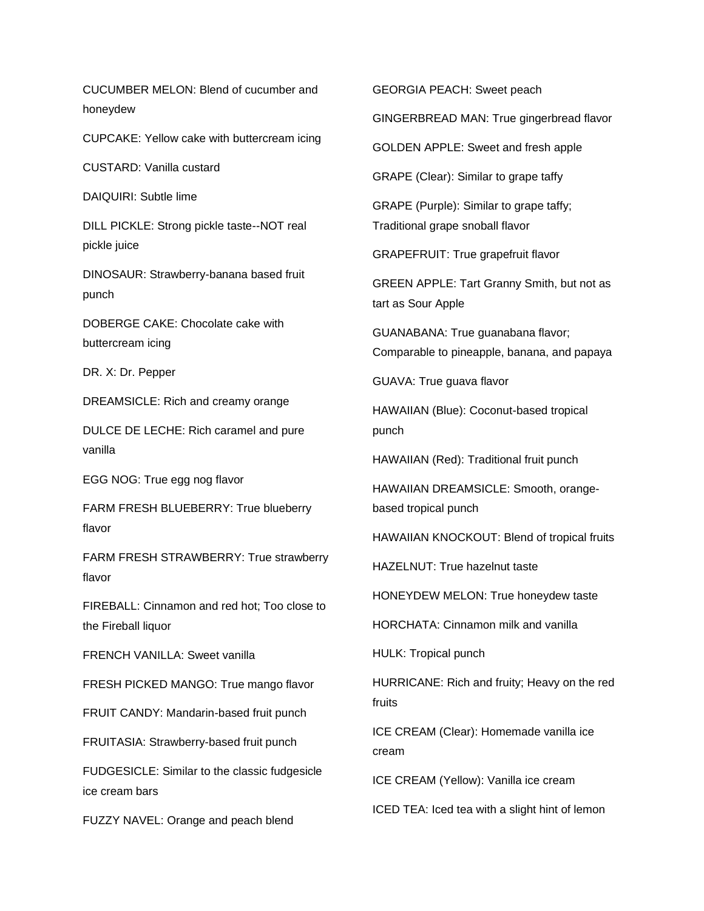CUCUMBER MELON: Blend of cucumber and honeydew

CUPCAKE: Yellow cake with buttercream icing

CUSTARD: Vanilla custard

DAIQUIRI: Subtle lime

DILL PICKLE: Strong pickle taste--NOT real pickle juice

DINOSAUR: Strawberry-banana based fruit punch

DOBERGE CAKE: Chocolate cake with buttercream icing

DR. X: Dr. Pepper

DREAMSICLE: Rich and creamy orange

DULCE DE LECHE: Rich caramel and pure vanilla

EGG NOG: True egg nog flavor

FARM FRESH BLUEBERRY: True blueberry flavor

FARM FRESH STRAWBERRY: True strawberry flavor

FIREBALL: Cinnamon and red hot; Too close to the Fireball liquor

FRENCH VANILLA: Sweet vanilla

FRESH PICKED MANGO: True mango flavor

FRUIT CANDY: Mandarin-based fruit punch

FRUITASIA: Strawberry-based fruit punch

FUDGESICLE: Similar to the classic fudgesicle ice cream bars

FUZZY NAVEL: Orange and peach blend

GEORGIA PEACH: Sweet peach

GINGERBREAD MAN: True gingerbread flavor

GOLDEN APPLE: Sweet and fresh apple

GRAPE (Clear): Similar to grape taffy

GRAPE (Purple): Similar to grape taffy; Traditional grape snoball flavor

GRAPEFRUIT: True grapefruit flavor

GREEN APPLE: Tart Granny Smith, but not as tart as Sour Apple

GUANABANA: True guanabana flavor; Comparable to pineapple, banana, and papaya

GUAVA: True guava flavor

HAWAIIAN (Blue): Coconut-based tropical punch

HAWAIIAN (Red): Traditional fruit punch

HAWAIIAN DREAMSICLE: Smooth, orange-based tropical punch

HAWAIIAN KNOCKOUT: Blend of tropical fruits

HAZELNUT: True hazelnut taste

HONEYDEW MELON: True honeydew taste

HORCHATA: Cinnamon milk and vanilla

HULK: Tropical punch

HURRICANE: Rich and fruity; Heavy on the red fruits

ICE CREAM (Clear): Homemade vanilla ice cream

ICE CREAM (Yellow): Vanilla ice cream

ICED TEA: Iced tea with a slight hint of lemon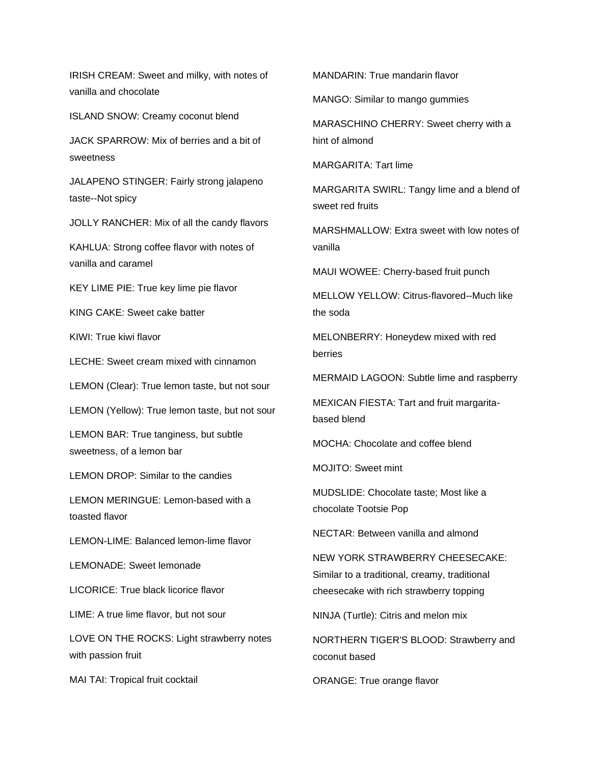IRISH CREAM: Sweet and milky, with notes of vanilla and chocolate

ISLAND SNOW: Creamy coconut blend

JACK SPARROW: Mix of berries and a bit of sweetness

JALAPENO STINGER: Fairly strong jalapeno taste--Not spicy

JOLLY RANCHER: Mix of all the candy flavors

KAHLUA: Strong coffee flavor with notes of vanilla and caramel

KEY LIME PIE: True key lime pie flavor

KING CAKE: Sweet cake batter

KIWI: True kiwi flavor

LECHE: Sweet cream mixed with cinnamon

LEMON (Clear): True lemon taste, but not sour

LEMON (Yellow): True lemon taste, but not sour

LEMON BAR: True tanginess, but subtle sweetness, of a lemon bar

LEMON DROP: Similar to the candies

LEMON MERINGUE: Lemon-based with a toasted flavor

LEMON-LIME: Balanced lemon-lime flavor

LEMONADE: Sweet lemonade

LICORICE: True black licorice flavor

LIME: A true lime flavor, but not sour

LOVE ON THE ROCKS: Light strawberry notes with passion fruit

MAI TAI: Tropical fruit cocktail

MANDARIN: True mandarin flavor

MANGO: Similar to mango gummies

MARASCHINO CHERRY: Sweet cherry with a hint of almond

MARGARITA: Tart lime

MARGARITA SWIRL: Tangy lime and a blend of sweet red fruits

MARSHMALLOW: Extra sweet with low notes of vanilla

MAUI WOWEE: Cherry-based fruit punch

MELLOW YELLOW: Citrus-flavored--Much like the soda

MELONBERRY: Honeydew mixed with red berries

MERMAID LAGOON: Subtle lime and raspberry

MEXICAN FIESTA: Tart and fruit margarita-based blend

MOCHA: Chocolate and coffee blend

MOJITO: Sweet mint

MUDSLIDE: Chocolate taste; Most like a chocolate Tootsie Pop

NECTAR: Between vanilla and almond

NEW YORK STRAWBERRY CHEESECAKE: Similar to a traditional, creamy, traditional cheesecake with rich strawberry topping

NINJA (Turtle): Citris and melon mix

NORTHERN TIGER'S BLOOD: Strawberry and coconut based

ORANGE: True orange flavor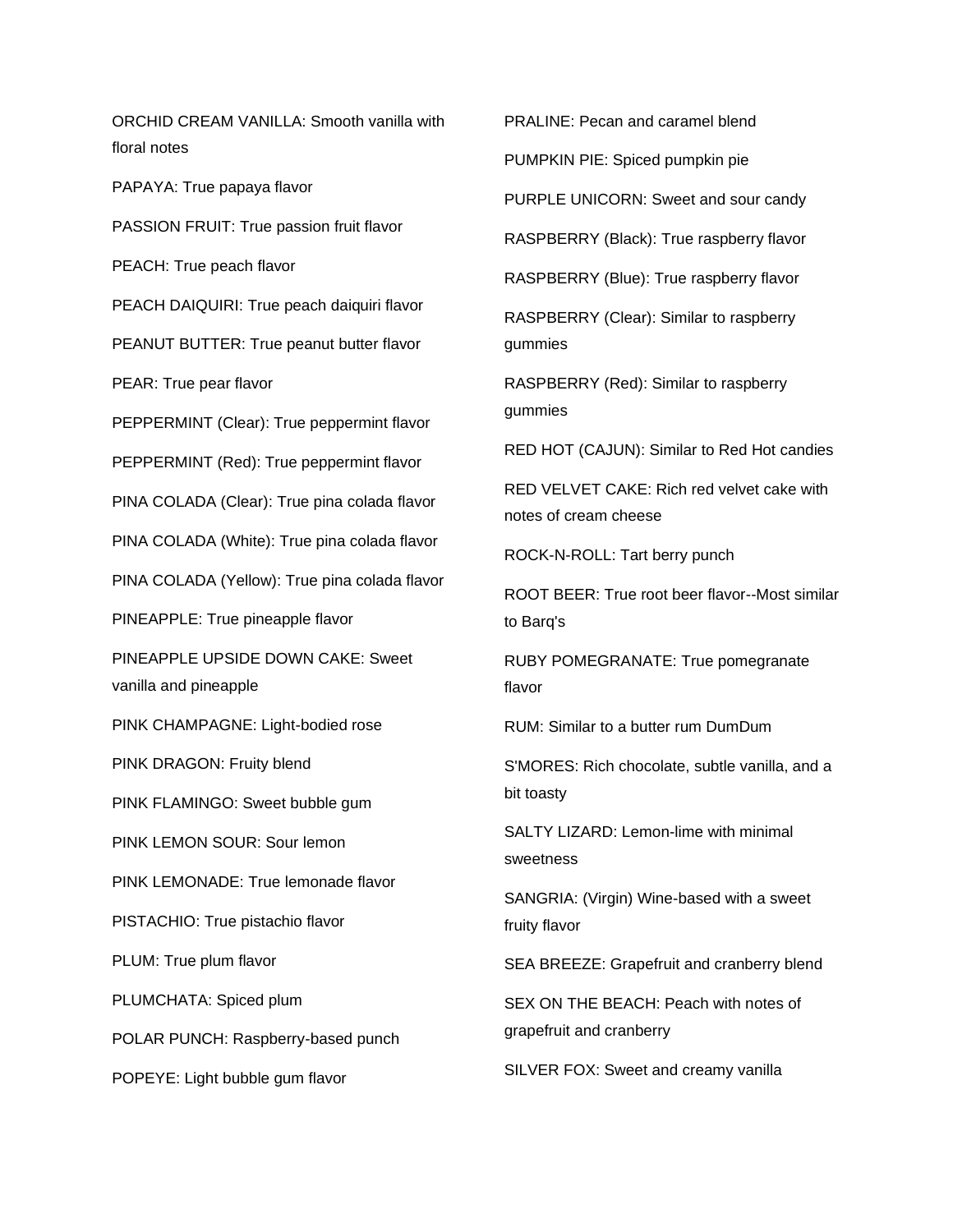ORCHID CREAM VANILLA: Smooth vanilla with floral notes

PAPAYA: True papaya flavor

PASSION FRUIT: True passion fruit flavor

PEACH: True peach flavor

PEACH DAIQUIRI: True peach daiquiri flavor

PEANUT BUTTER: True peanut butter flavor

PEAR: True pear flavor

PEPPERMINT (Clear): True peppermint flavor

PEPPERMINT (Red): True peppermint flavor

PINA COLADA (Clear): True pina colada flavor

PINA COLADA (White): True pina colada flavor

PINA COLADA (Yellow): True pina colada flavor

PINEAPPLE: True pineapple flavor

PINEAPPLE UPSIDE DOWN CAKE: Sweet vanilla and pineapple

PINK CHAMPAGNE: Light-bodied rose

PINK DRAGON: Fruity blend

PINK FLAMINGO: Sweet bubble gum

PINK LEMON SOUR: Sour lemon

PINK LEMONADE: True lemonade flavor

PISTACHIO: True pistachio flavor

PLUM: True plum flavor

PLUMCHATA: Spiced plum

POLAR PUNCH: Raspberry-based punch

POPEYE: Light bubble gum flavor

PRALINE: Pecan and caramel blend

PUMPKIN PIE: Spiced pumpkin pie

PURPLE UNICORN: Sweet and sour candy

RASPBERRY (Black): True raspberry flavor

RASPBERRY (Blue): True raspberry flavor

RASPBERRY (Clear): Similar to raspberry gummies

RASPBERRY (Red): Similar to raspberry gummies

RED HOT (CAJUN): Similar to Red Hot candies

RED VELVET CAKE: Rich red velvet cake with notes of cream cheese

ROCK-N-ROLL: Tart berry punch

ROOT BEER: True root beer flavor--Most similar to Barq's

RUBY POMEGRANATE: True pomegranate flavor

RUM: Similar to a butter rum DumDum

S'MORES: Rich chocolate, subtle vanilla, and a bit toasty

SALTY LIZARD: Lemon-lime with minimal sweetness

SANGRIA: (Virgin) Wine-based with a sweet fruity flavor

SEA BREEZE: Grapefruit and cranberry blend

SEX ON THE BEACH: Peach with notes of grapefruit and cranberry

SILVER FOX: Sweet and creamy vanilla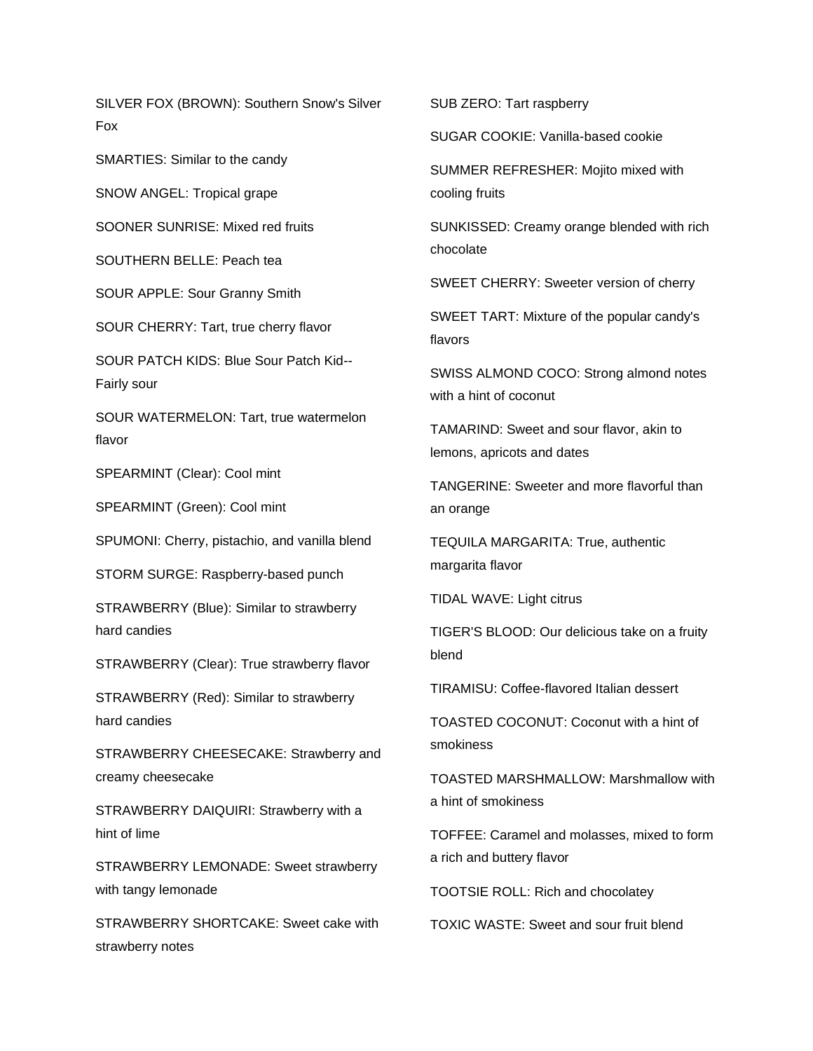SILVER FOX (BROWN): Southern Snow's Silver Fox

SMARTIES: Similar to the candy

SNOW ANGEL: Tropical grape

SOONER SUNRISE: Mixed red fruits

SOUTHERN BELLE: Peach tea

SOUR APPLE: Sour Granny Smith

SOUR CHERRY: Tart, true cherry flavor

SOUR PATCH KIDS: Blue Sour Patch Kid--Fairly sour

SOUR WATERMELON: Tart, true watermelon flavor

SPEARMINT (Clear): Cool mint

SPEARMINT (Green): Cool mint

SPUMONI: Cherry, pistachio, and vanilla blend

STORM SURGE: Raspberry-based punch

STRAWBERRY (Blue): Similar to strawberry hard candies

STRAWBERRY (Clear): True strawberry flavor

STRAWBERRY (Red): Similar to strawberry hard candies

STRAWBERRY CHEESECAKE: Strawberry and creamy cheesecake

STRAWBERRY DAIQUIRI: Strawberry with a hint of lime

STRAWBERRY LEMONADE: Sweet strawberry with tangy lemonade

STRAWBERRY SHORTCAKE: Sweet cake with strawberry notes

SUB ZERO: Tart raspberry

SUGAR COOKIE: Vanilla-based cookie

SUMMER REFRESHER: Mojito mixed with cooling fruits

SUNKISSED: Creamy orange blended with rich chocolate

SWEET CHERRY: Sweeter version of cherry

SWEET TART: Mixture of the popular candy's flavors

SWISS ALMOND COCO: Strong almond notes with a hint of coconut

TAMARIND: Sweet and sour flavor, akin to lemons, apricots and dates

TANGERINE: Sweeter and more flavorful than an orange

TEQUILA MARGARITA: True, authentic margarita flavor

TIDAL WAVE: Light citrus

TIGER'S BLOOD: Our delicious take on a fruity blend

TIRAMISU: Coffee-flavored Italian dessert

TOASTED COCONUT: Coconut with a hint of smokiness

TOASTED MARSHMALLOW: Marshmallow with a hint of smokiness

TOFFEE: Caramel and molasses, mixed to form a rich and buttery flavor

TOOTSIE ROLL: Rich and chocolatey

TOXIC WASTE: Sweet and sour fruit blend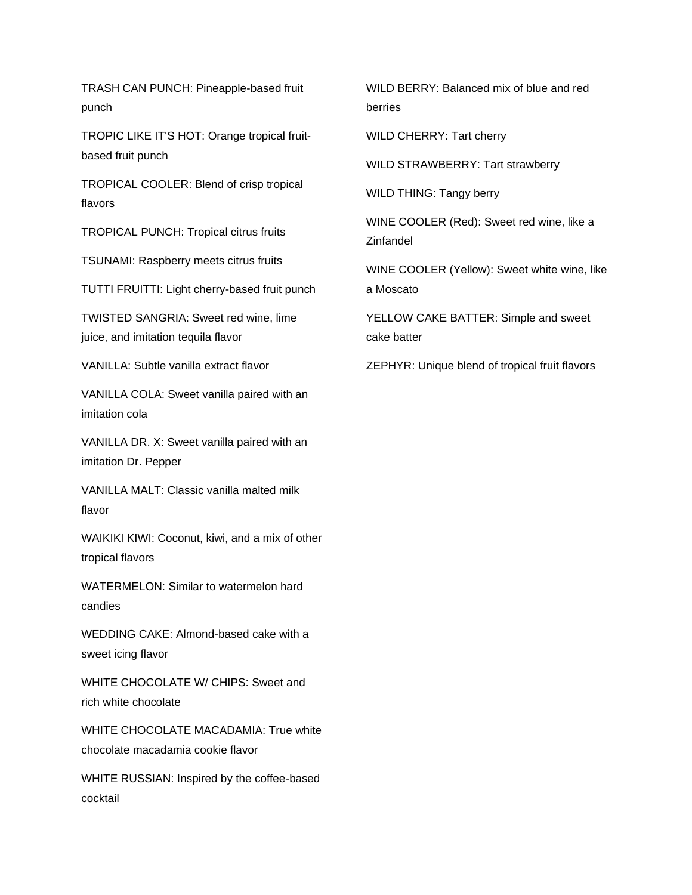TRASH CAN PUNCH: Pineapple-based fruit punch

TROPIC LIKE IT'S HOT: Orange tropical fruit-based fruit punch

TROPICAL COOLER: Blend of crisp tropical flavors

TROPICAL PUNCH: Tropical citrus fruits

TSUNAMI: Raspberry meets citrus fruits

TUTTI FRUITTI: Light cherry-based fruit punch

TWISTED SANGRIA: Sweet red wine, lime juice, and imitation tequila flavor

VANILLA: Subtle vanilla extract flavor

VANILLA COLA: Sweet vanilla paired with an imitation cola

VANILLA DR. X: Sweet vanilla paired with an imitation Dr. Pepper

VANILLA MALT: Classic vanilla malted milk flavor

WAIKIKI KIWI: Coconut, kiwi, and a mix of other tropical flavors

WATERMELON: Similar to watermelon hard candies

WEDDING CAKE: Almond-based cake with a sweet icing flavor

WHITE CHOCOLATE W/ CHIPS: Sweet and rich white chocolate

WHITE CHOCOLATE MACADAMIA: True white chocolate macadamia cookie flavor

WHITE RUSSIAN: Inspired by the coffee-based cocktail

WILD BERRY: Balanced mix of blue and red berries

WILD CHERRY: Tart cherry

WILD STRAWBERRY: Tart strawberry

WILD THING: Tangy berry

WINE COOLER (Red): Sweet red wine, like a Zinfandel

WINE COOLER (Yellow): Sweet white wine, like a Moscato

YELLOW CAKE BATTER: Simple and sweet cake batter

ZEPHYR: Unique blend of tropical fruit flavors